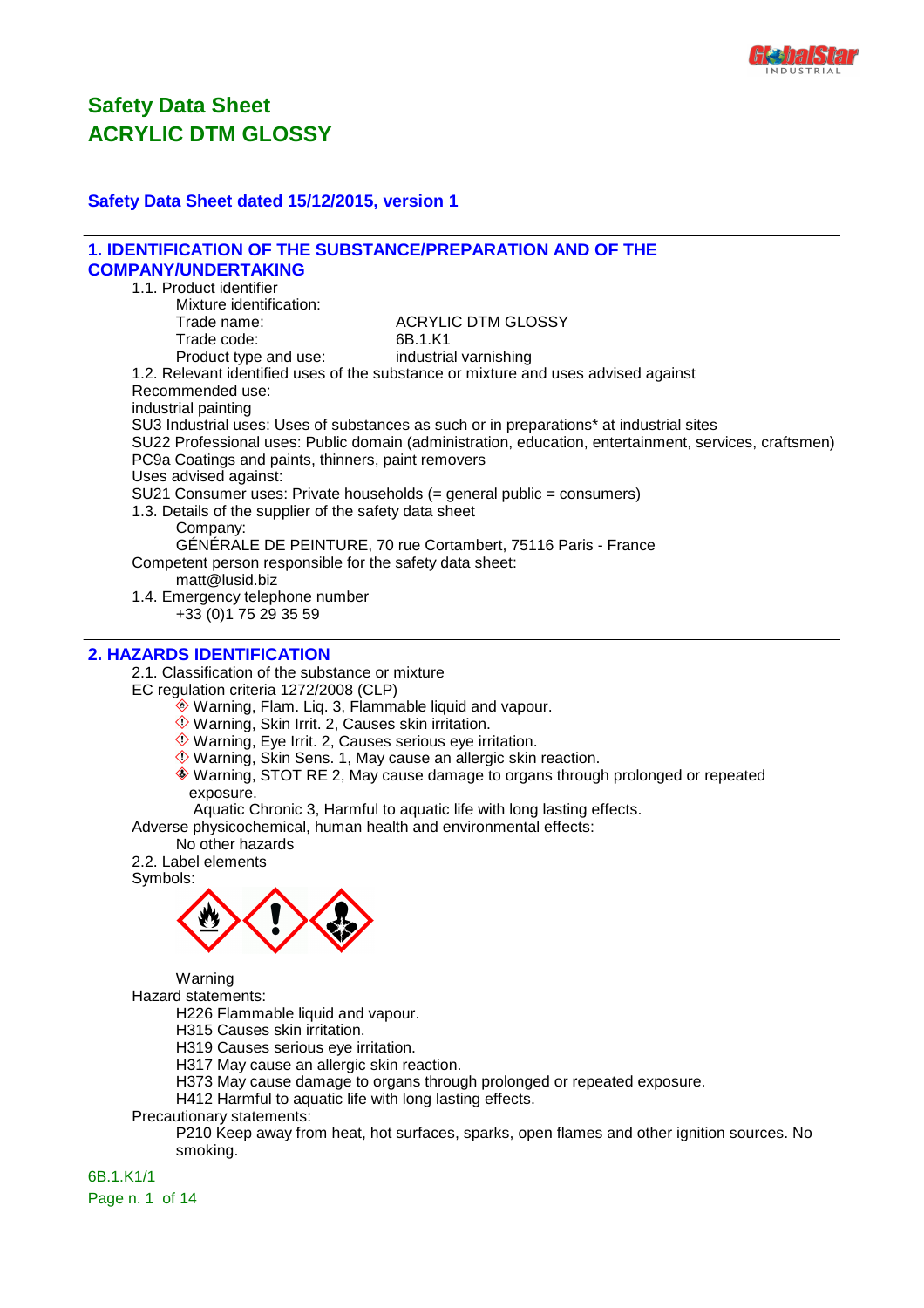# Safety Data Sheet
# ACRYLIC DTM GLOSSY

**Safety Data Sheet dated 15/12/2015, version 1**

## 1. IDENTIFICATION OF THE SUBSTANCE/PREPARATION AND OF THE COMPANY/UNDERTAKING

1.1. Product identifier

Mixture identification:

Trade name: ACRYLIC DTM GLOSSY

Trade code: 6B.1.K1

Product type and use: industrial varnishing

1.2. Relevant identified uses of the substance or mixture and uses advised against

Recommended use:

industrial painting

SU3 Industrial uses: Uses of substances as such or in preparations* at industrial sites

SU22 Professional uses: Public domain (administration, education, entertainment, services, craftsmen)

PC9a Coatings and paints, thinners, paint removers

Uses advised against:

SU21 Consumer uses: Private households (= general public = consumers)

1.3. Details of the supplier of the safety data sheet

Company:

GÉNÉRALE DE PEINTURE, 70 rue Cortambert, 75116 Paris - France

Competent person responsible for the safety data sheet:

matt@lusid.biz

1.4. Emergency telephone number

+33 (0)1 75 29 35 59

## 2. HAZARDS IDENTIFICATION

2.1. Classification of the substance or mixture

EC regulation criteria 1272/2008 (CLP)

- Warning, Flam. Liq. 3, Flammable liquid and vapour.
- Warning, Skin Irrit. 2, Causes skin irritation.
- Warning, Eye Irrit. 2, Causes serious eye irritation.
- Warning, Skin Sens. 1, May cause an allergic skin reaction.
- Warning, STOT RE 2, May cause damage to organs through prolonged or repeated exposure.
- Aquatic Chronic 3, Harmful to aquatic life with long lasting effects.

Adverse physicochemical, human health and environmental effects:

No other hazards

2.2. Label elements

Symbols:

Warning

Hazard statements:

H226 Flammable liquid and vapour.

H315 Causes skin irritation.

H319 Causes serious eye irritation.

H317 May cause an allergic skin reaction.

H373 May cause damage to organs through prolonged or repeated exposure.

H412 Harmful to aquatic life with long lasting effects.

Precautionary statements:

P210 Keep away from heat, hot surfaces, sparks, open flames and other ignition sources. No smoking.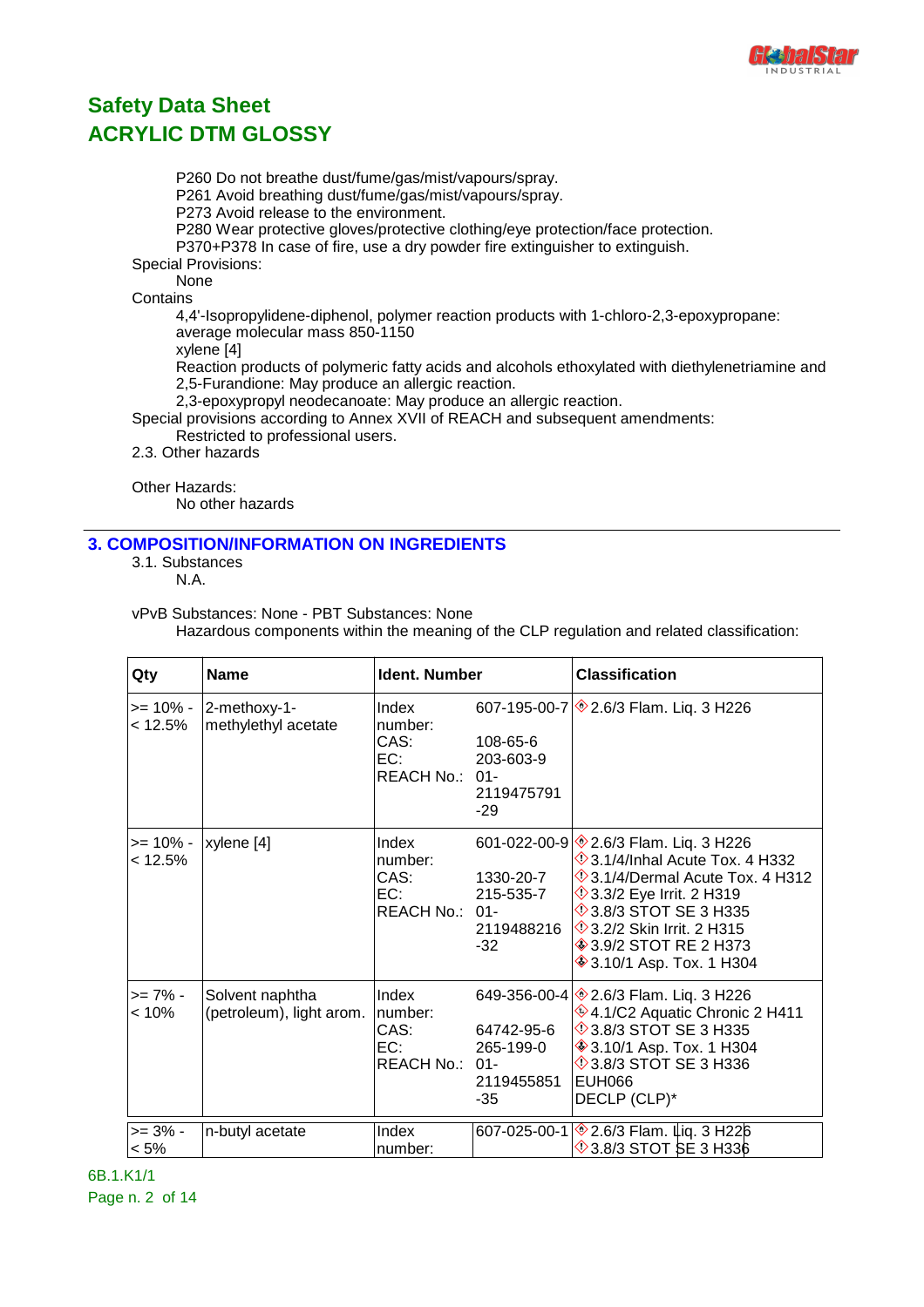P260 Do not breathe dust/fume/gas/mist/vapours/spray.
P261 Avoid breathing dust/fume/gas/mist/vapours/spray.
P273 Avoid release to the environment.
P280 Wear protective gloves/protective clothing/eye protection/face protection.
P370+P378 In case of fire, use a dry powder fire extinguisher to extinguish.

Special Provisions:
None

Contains
4,4'-Isopropylidene-diphenol, polymer reaction products with 1-chloro-2,3-epoxypropane: average molecular mass 850-1150
xylene [4]
Reaction products of polymeric fatty acids and alcohols ethoxylated with diethylenetriamine and 2,5-Furandione: May produce an allergic reaction.
2,3-epoxypropyl neodecanoate: May produce an allergic reaction.

Special provisions according to Annex XVII of REACH and subsequent amendments:
Restricted to professional users.

2.3. Other hazards

Other Hazards:
No other hazards

## 3. COMPOSITION/INFORMATION ON INGREDIENTS

3.1. Substances
N.A.

vPvB Substances: None - PBT Substances: None
Hazardous components within the meaning of the CLP regulation and related classification:

| Qty | Name | Ident. Number | | Classification |
|---|---|---|---|---|
| >= 10% - < 12.5% | 2-methoxy-1-methylethyl acetate | Index number:<br>CAS:<br>EC:<br>REACH No.: | 607-195-00-7<br>108-65-6<br>203-603-9<br>01-2119475791-29 | 2.6/3 Flam. Liq. 3 H226 |
| >= 10% - < 12.5% | xylene [4] | Index number:<br>CAS:<br>EC:<br>REACH No.: | 601-022-00-9<br>1330-20-7<br>215-535-7<br>01-2119488216-32 | 2.6/3 Flam. Liq. 3 H226<br>3.1/4/Inhal Acute Tox. 4 H332<br>3.1/4/Dermal Acute Tox. 4 H312<br>3.3/2 Eye Irrit. 2 H319<br>3.8/3 STOT SE 3 H335<br>3.2/2 Skin Irrit. 2 H315<br>3.9/2 STOT RE 2 H373<br>3.10/1 Asp. Tox. 1 H304 |
| >= 7% - < 10% | Solvent naphtha (petroleum), light arom. | Index number:<br>CAS:<br>EC:<br>REACH No.: | 649-356-00-4<br>64742-95-6<br>265-199-0<br>01-2119455851-35 | 2.6/3 Flam. Liq. 3 H226<br>4.1/C2 Aquatic Chronic 2 H411<br>3.8/3 STOT SE 3 H335<br>3.10/1 Asp. Tox. 1 H304<br>3.8/3 STOT SE 3 H336<br>EUH066<br>DECLP (CLP)* |
| >= 3% - < 5% | n-butyl acetate | Index number: | 607-025-00-1 | 2.6/3 Flam. Liq. 3 H226<br>3.8/3 STOT SE 3 H336 |

6B.1.K1/1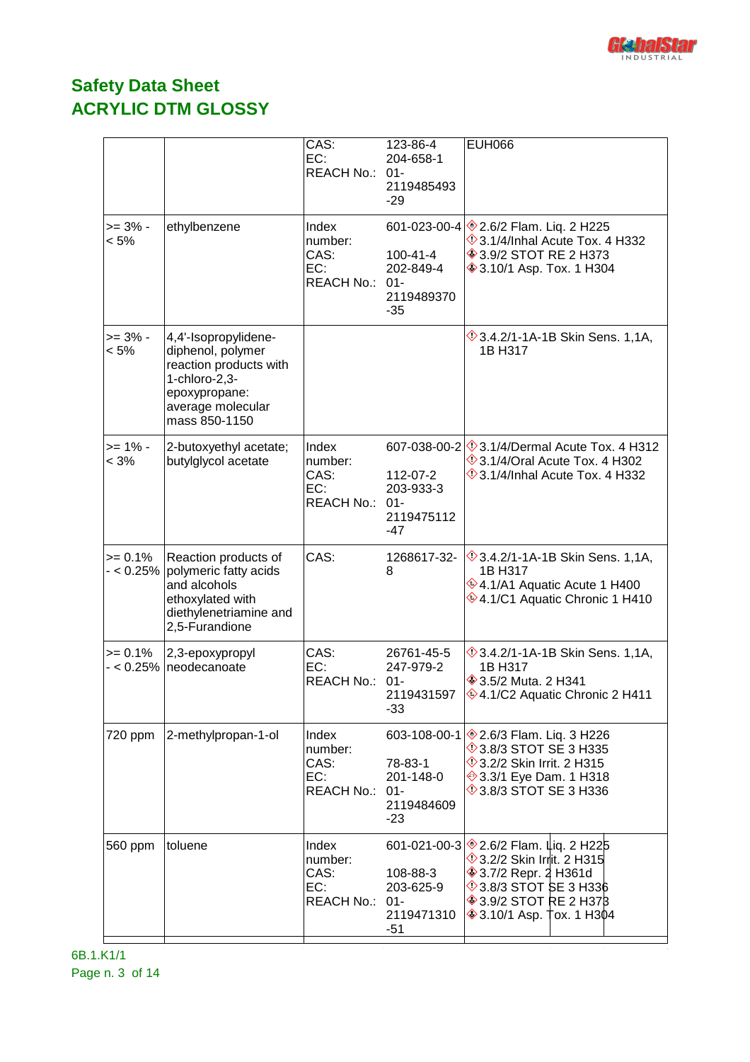# Safety Data Sheet
## ACRYLIC DTM GLOSSY

| | | | | |
|---|---|---|---|---|
| | | CAS:<br>EC:<br>REACH No.: | 123-86-4<br>204-658-1<br>01-2119485493-29 | EUH066 |
| >= 3% - < 5% | ethylbenzene | Index number:<br>CAS:<br>EC:<br>REACH No.: | 601-023-00-4<br>100-41-4<br>202-849-4<br>01-2119489370-35 | 2.6/2 Flam. Liq. 2 H225<br>3.1/4/Inhal Acute Tox. 4 H332<br>3.9/2 STOT RE 2 H373<br>3.10/1 Asp. Tox. 1 H304 |
| >= 3% - < 5% | 4,4'-Isopropylidene-diphenol, polymer reaction products with 1-chloro-2,3-epoxypropane: average molecular mass 850-1150 | | | 3.4.2/1-1A-1B Skin Sens. 1,1A, 1B H317 |
| >= 1% - < 3% | 2-butoxyethyl acetate; butylglycol acetate | Index number:<br>CAS:<br>EC:<br>REACH No.: | 607-038-00-2<br>112-07-2<br>203-933-3<br>01-2119475112-47 | 3.1/4/Dermal Acute Tox. 4 H312<br>3.1/4/Oral Acute Tox. 4 H302<br>3.1/4/Inhal Acute Tox. 4 H332 |
| >= 0.1% - < 0.25% | Reaction products of polymeric fatty acids and alcohols ethoxylated with diethylenetriamine and 2,5-Furandione | CAS: | 1268617-32-8 | 3.4.2/1-1A-1B Skin Sens. 1,1A, 1B H317<br>4.1/A1 Aquatic Acute 1 H400<br>4.1/C1 Aquatic Chronic 1 H410 |
| >= 0.1% - < 0.25% | 2,3-epoxypropyl neodecanoate | CAS:<br>EC:<br>REACH No.: | 26761-45-5<br>247-979-2<br>01-2119431597-33 | 3.4.2/1-1A-1B Skin Sens. 1,1A, 1B H317<br>3.5/2 Muta. 2 H341<br>4.1/C2 Aquatic Chronic 2 H411 |
| 720 ppm | 2-methylpropan-1-ol | Index number:<br>CAS:<br>EC:<br>REACH No.: | 603-108-00-1<br>78-83-1<br>201-148-0<br>01-2119484609-23 | 2.6/3 Flam. Liq. 3 H226<br>3.8/3 STOT SE 3 H335<br>3.2/2 Skin Irrit. 2 H315<br>3.3/1 Eye Dam. 1 H318<br>3.8/3 STOT SE 3 H336 |
| 560 ppm | toluene | Index number:<br>CAS:<br>EC:<br>REACH No.: | 601-021-00-3<br>108-88-3<br>203-625-9<br>01-2119471310-51 | 2.6/2 Flam. Liq. 2 H225<br>3.2/2 Skin Irrit. 2 H315<br>3.7/2 Repr. 2 H361d<br>3.8/3 STOT SE 3 H336<br>3.9/2 STOT RE 2 H373<br>3.10/1 Asp. Tox. 1 H304 |

6B.1.K1/1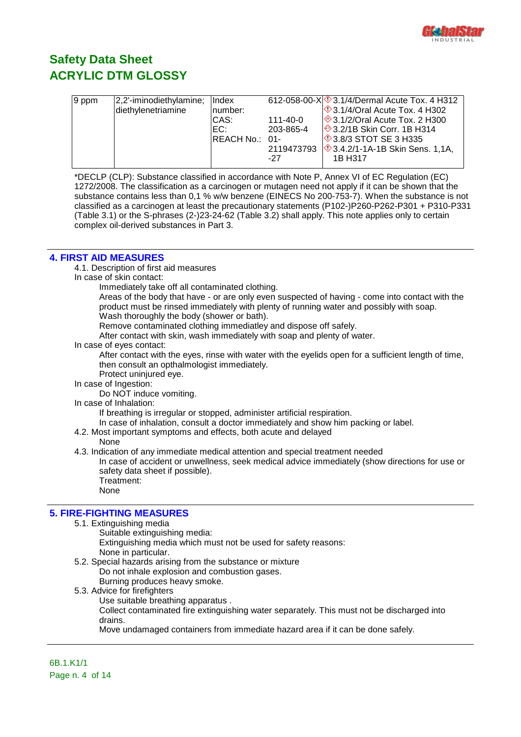| 9 ppm | 2,2'-iminodiethylamine; diethylenetriamine | Index number: | 612-058-00-X | 3.1/4/Dermal Acute Tox. 4 H312 |
|---|---|---|---|---|
| | | CAS: | 111-40-0 | 3.1/4/Oral Acute Tox. 4 H302 |
| | | EC: | 203-865-4 | 3.1/2/Oral Acute Tox. 2 H300 |
| | | REACH No.: | 01-2119473793-27 | 3.2/1B Skin Corr. 1B H314 |
| | | | | 3.8/3 STOT SE 3 H335 |
| | | | | 3.4.2/1-1A-1B Skin Sens. 1,1A, 1B H317 |

*DECLP (CLP): Substance classified in accordance with Note P, Annex VI of EC Regulation (EC) 1272/2008. The classification as a carcinogen or mutagen need not apply if it can be shown that the substance contains less than 0,1 % w/w benzene (EINECS No 200-753-7). When the substance is not classified as a carcinogen at least the precautionary statements (P102-)P260-P262-P301 + P310-P331 (Table 3.1) or the S-phrases (2-)23-24-62 (Table 3.2) shall apply. This note applies only to certain complex oil-derived substances in Part 3.

## 4. FIRST AID MEASURES

4.1. Description of first aid measures

In case of skin contact:

Immediately take off all contaminated clothing.
Areas of the body that have - or are only even suspected of having - come into contact with the product must be rinsed immediately with plenty of running water and possibly with soap.
Wash thoroughly the body (shower or bath).
Remove contaminated clothing immediatley and dispose off safely.
After contact with skin, wash immediately with soap and plenty of water.

In case of eyes contact:

After contact with the eyes, rinse with water with the eyelids open for a sufficient length of time, then consult an opthalmologist immediately.
Protect uninjured eye.

In case of Ingestion:

Do NOT induce vomiting.

In case of Inhalation:

If breathing is irregular or stopped, administer artificial respiration.
In case of inhalation, consult a doctor immediately and show him packing or label.

4.2. Most important symptoms and effects, both acute and delayed

None

4.3. Indication of any immediate medical attention and special treatment needed

In case of accident or unwellness, seek medical advice immediately (show directions for use or safety data sheet if possible).
Treatment:
None

## 5. FIRE-FIGHTING MEASURES

5.1. Extinguishing media

Suitable extinguishing media:
Extinguishing media which must not be used for safety reasons:
None in particular.

5.2. Special hazards arising from the substance or mixture

Do not inhale explosion and combustion gases.
Burning produces heavy smoke.

5.3. Advice for firefighters

Use suitable breathing apparatus .
Collect contaminated fire extinguishing water separately. This must not be discharged into drains.
Move undamaged containers from immediate hazard area if it can be done safely.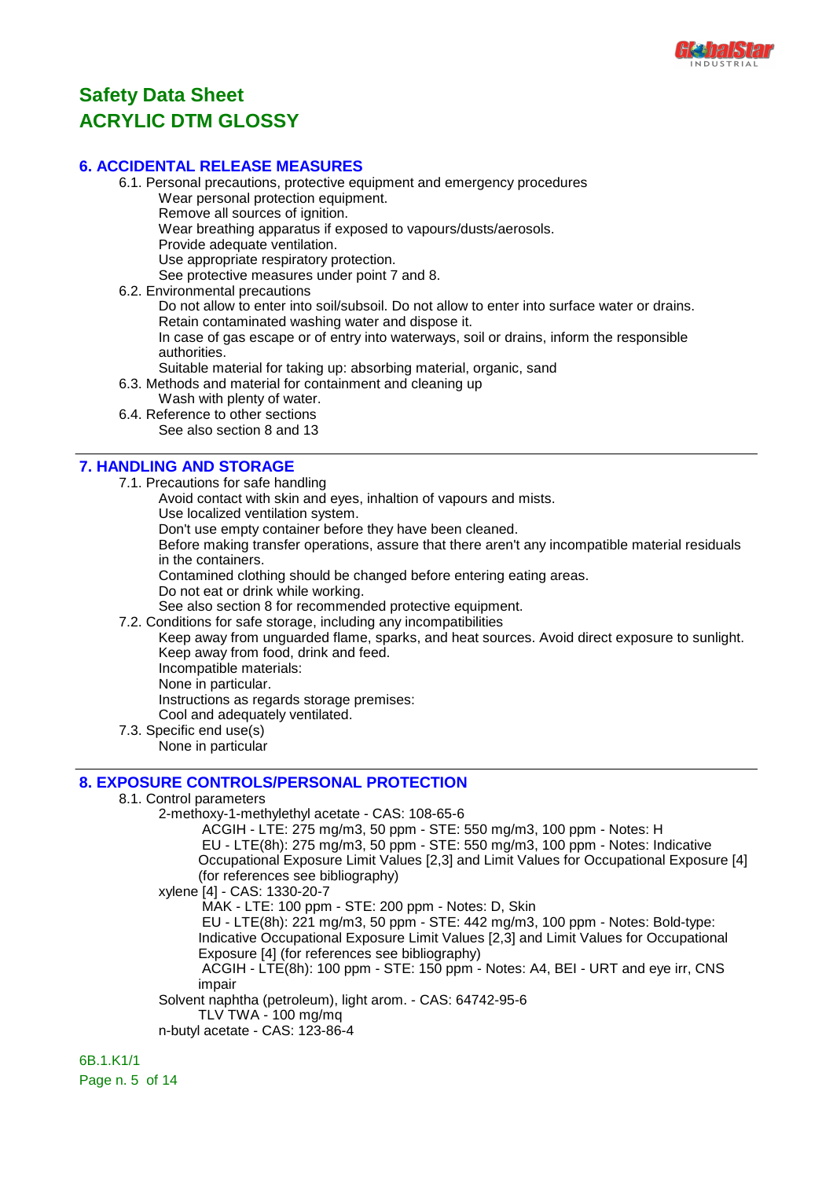# Safety Data Sheet
# ACRYLIC DTM GLOSSY

## 6. ACCIDENTAL RELEASE MEASURES

6.1. Personal precautions, protective equipment and emergency procedures

Wear personal protection equipment.
Remove all sources of ignition.
Wear breathing apparatus if exposed to vapours/dusts/aerosols.
Provide adequate ventilation.
Use appropriate respiratory protection.
See protective measures under point 7 and 8.

6.2. Environmental precautions

Do not allow to enter into soil/subsoil. Do not allow to enter into surface water or drains.
Retain contaminated washing water and dispose it.
In case of gas escape or of entry into waterways, soil or drains, inform the responsible authorities.
Suitable material for taking up: absorbing material, organic, sand

6.3. Methods and material for containment and cleaning up

Wash with plenty of water.

6.4. Reference to other sections

See also section 8 and 13

## 7. HANDLING AND STORAGE

7.1. Precautions for safe handling

Avoid contact with skin and eyes, inhaltion of vapours and mists.
Use localized ventilation system.
Don't use empty container before they have been cleaned.
Before making transfer operations, assure that there aren't any incompatible material residuals in the containers.
Contamined clothing should be changed before entering eating areas.
Do not eat or drink while working.
See also section 8 for recommended protective equipment.

7.2. Conditions for safe storage, including any incompatibilities

Keep away from unguarded flame, sparks, and heat sources. Avoid direct exposure to sunlight.
Keep away from food, drink and feed.
Incompatible materials:
None in particular.
Instructions as regards storage premises:
Cool and adequately ventilated.

7.3. Specific end use(s)

None in particular

## 8. EXPOSURE CONTROLS/PERSONAL PROTECTION

8.1. Control parameters

2-methoxy-1-methylethyl acetate - CAS: 108-65-6
ACGIH - LTE: 275 mg/m3, 50 ppm - STE: 550 mg/m3, 100 ppm - Notes: H
EU - LTE(8h): 275 mg/m3, 50 ppm - STE: 550 mg/m3, 100 ppm - Notes: Indicative Occupational Exposure Limit Values [2,3] and Limit Values for Occupational Exposure [4] (for references see bibliography)

xylene [4] - CAS: 1330-20-7
MAK - LTE: 100 ppm - STE: 200 ppm - Notes: D, Skin
EU - LTE(8h): 221 mg/m3, 50 ppm - STE: 442 mg/m3, 100 ppm - Notes: Bold-type: Indicative Occupational Exposure Limit Values [2,3] and Limit Values for Occupational Exposure [4] (for references see bibliography)
ACGIH - LTE(8h): 100 ppm - STE: 150 ppm - Notes: A4, BEI - URT and eye irr, CNS impair

Solvent naphtha (petroleum), light arom. - CAS: 64742-95-6
TLV TWA - 100 mg/mq

n-butyl acetate - CAS: 123-86-4

6B.1.K1/1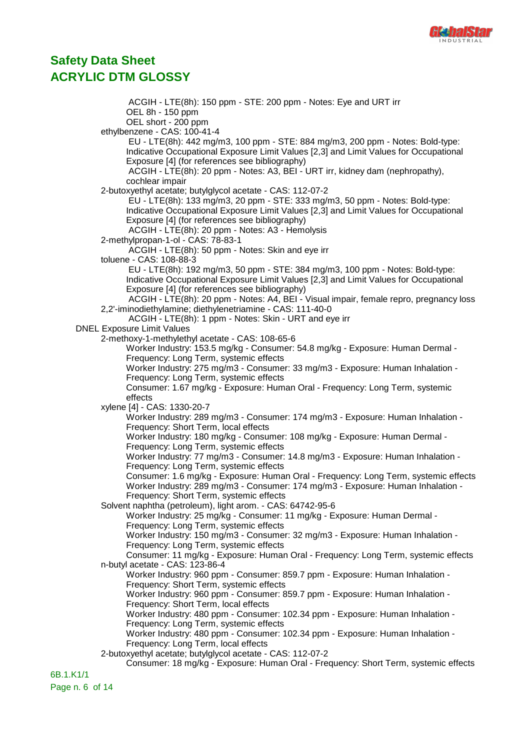ACGIH - LTE(8h): 150 ppm - STE: 200 ppm - Notes: Eye and URT irr
OEL 8h - 150 ppm
OEL short - 200 ppm

ethylbenzene - CAS: 100-41-4
- EU - LTE(8h): 442 mg/m3, 100 ppm - STE: 884 mg/m3, 200 ppm - Notes: Bold-type: Indicative Occupational Exposure Limit Values [2,3] and Limit Values for Occupational Exposure [4] (for references see bibliography)
- ACGIH - LTE(8h): 20 ppm - Notes: A3, BEI - URT irr, kidney dam (nephropathy), cochlear impair

2-butoxyethyl acetate; butylglycol acetate - CAS: 112-07-2
- EU - LTE(8h): 133 mg/m3, 20 ppm - STE: 333 mg/m3, 50 ppm - Notes: Bold-type: Indicative Occupational Exposure Limit Values [2,3] and Limit Values for Occupational Exposure [4] (for references see bibliography)
- ACGIH - LTE(8h): 20 ppm - Notes: A3 - Hemolysis

2-methylpropan-1-ol - CAS: 78-83-1
- ACGIH - LTE(8h): 50 ppm - Notes: Skin and eye irr

toluene - CAS: 108-88-3
- EU - LTE(8h): 192 mg/m3, 50 ppm - STE: 384 mg/m3, 100 ppm - Notes: Bold-type: Indicative Occupational Exposure Limit Values [2,3] and Limit Values for Occupational Exposure [4] (for references see bibliography)
- ACGIH - LTE(8h): 20 ppm - Notes: A4, BEI - Visual impair, female repro, pregnancy loss

2,2'-iminodiethylamine; diethylenetriamine - CAS: 111-40-0
- ACGIH - LTE(8h): 1 ppm - Notes: Skin - URT and eye irr

DNEL Exposure Limit Values

2-methoxy-1-methylethyl acetate - CAS: 108-65-6
- Worker Industry: 153.5 mg/kg - Consumer: 54.8 mg/kg - Exposure: Human Dermal - Frequency: Long Term, systemic effects
- Worker Industry: 275 mg/m3 - Consumer: 33 mg/m3 - Exposure: Human Inhalation - Frequency: Long Term, systemic effects
- Consumer: 1.67 mg/kg - Exposure: Human Oral - Frequency: Long Term, systemic effects

xylene [4] - CAS: 1330-20-7
- Worker Industry: 289 mg/m3 - Consumer: 174 mg/m3 - Exposure: Human Inhalation - Frequency: Short Term, local effects
- Worker Industry: 180 mg/kg - Consumer: 108 mg/kg - Exposure: Human Dermal - Frequency: Long Term, systemic effects
- Worker Industry: 77 mg/m3 - Consumer: 14.8 mg/m3 - Exposure: Human Inhalation - Frequency: Long Term, systemic effects
- Consumer: 1.6 mg/kg - Exposure: Human Oral - Frequency: Long Term, systemic effects
- Worker Industry: 289 mg/m3 - Consumer: 174 mg/m3 - Exposure: Human Inhalation - Frequency: Short Term, systemic effects

Solvent naphtha (petroleum), light arom. - CAS: 64742-95-6
- Worker Industry: 25 mg/kg - Consumer: 11 mg/kg - Exposure: Human Dermal - Frequency: Long Term, systemic effects
- Worker Industry: 150 mg/m3 - Consumer: 32 mg/m3 - Exposure: Human Inhalation - Frequency: Long Term, systemic effects
- Consumer: 11 mg/kg - Exposure: Human Oral - Frequency: Long Term, systemic effects

n-butyl acetate - CAS: 123-86-4
- Worker Industry: 960 ppm - Consumer: 859.7 ppm - Exposure: Human Inhalation - Frequency: Short Term, systemic effects
- Worker Industry: 960 ppm - Consumer: 859.7 ppm - Exposure: Human Inhalation - Frequency: Short Term, local effects
- Worker Industry: 480 ppm - Consumer: 102.34 ppm - Exposure: Human Inhalation - Frequency: Long Term, systemic effects
- Worker Industry: 480 ppm - Consumer: 102.34 ppm - Exposure: Human Inhalation - Frequency: Long Term, local effects

2-butoxyethyl acetate; butylglycol acetate - CAS: 112-07-2
- Consumer: 18 mg/kg - Exposure: Human Oral - Frequency: Short Term, systemic effects

6B.1.K1/1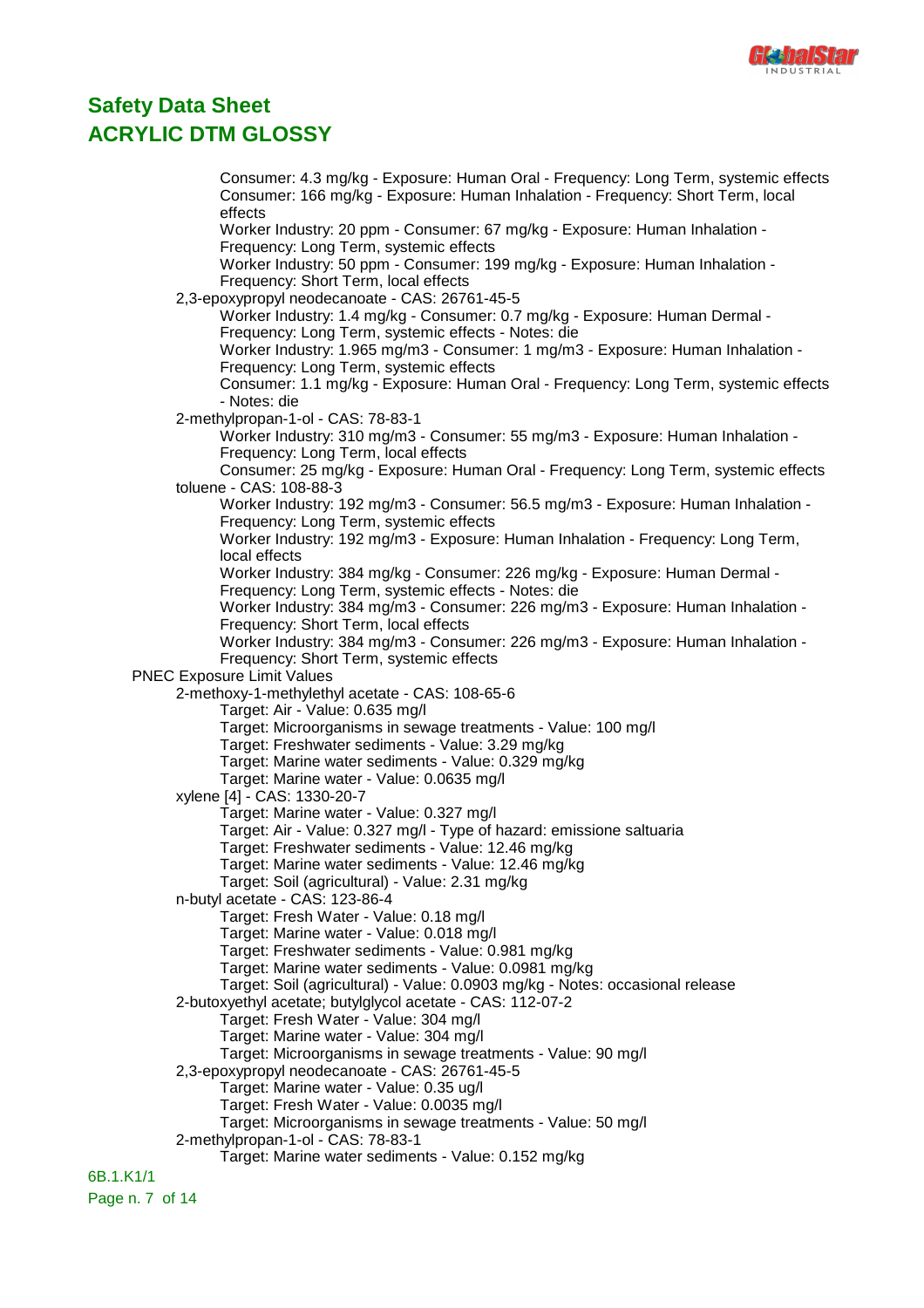Consumer: 4.3 mg/kg - Exposure: Human Oral - Frequency: Long Term, systemic effects
Consumer: 166 mg/kg - Exposure: Human Inhalation - Frequency: Short Term, local effects
Worker Industry: 20 ppm - Consumer: 67 mg/kg - Exposure: Human Inhalation - Frequency: Long Term, systemic effects
Worker Industry: 50 ppm - Consumer: 199 mg/kg - Exposure: Human Inhalation - Frequency: Short Term, local effects

2,3-epoxypropyl neodecanoate - CAS: 26761-45-5
Worker Industry: 1.4 mg/kg - Consumer: 0.7 mg/kg - Exposure: Human Dermal - Frequency: Long Term, systemic effects - Notes: die
Worker Industry: 1.965 mg/m3 - Consumer: 1 mg/m3 - Exposure: Human Inhalation - Frequency: Long Term, systemic effects
Consumer: 1.1 mg/kg - Exposure: Human Oral - Frequency: Long Term, systemic effects - Notes: die

2-methylpropan-1-ol - CAS: 78-83-1
Worker Industry: 310 mg/m3 - Consumer: 55 mg/m3 - Exposure: Human Inhalation - Frequency: Long Term, local effects
Consumer: 25 mg/kg - Exposure: Human Oral - Frequency: Long Term, systemic effects

toluene - CAS: 108-88-3
Worker Industry: 192 mg/m3 - Consumer: 56.5 mg/m3 - Exposure: Human Inhalation - Frequency: Long Term, systemic effects
Worker Industry: 192 mg/m3 - Exposure: Human Inhalation - Frequency: Long Term, local effects
Worker Industry: 384 mg/kg - Consumer: 226 mg/kg - Exposure: Human Dermal - Frequency: Long Term, systemic effects - Notes: die
Worker Industry: 384 mg/m3 - Consumer: 226 mg/m3 - Exposure: Human Inhalation - Frequency: Short Term, local effects
Worker Industry: 384 mg/m3 - Consumer: 226 mg/m3 - Exposure: Human Inhalation - Frequency: Short Term, systemic effects

PNEC Exposure Limit Values

2-methoxy-1-methylethyl acetate - CAS: 108-65-6
Target: Air - Value: 0.635 mg/l
Target: Microorganisms in sewage treatments - Value: 100 mg/l
Target: Freshwater sediments - Value: 3.29 mg/kg
Target: Marine water sediments - Value: 0.329 mg/kg
Target: Marine water - Value: 0.0635 mg/l

xylene [4] - CAS: 1330-20-7
Target: Marine water - Value: 0.327 mg/l
Target: Air - Value: 0.327 mg/l - Type of hazard: emissione saltuaria
Target: Freshwater sediments - Value: 12.46 mg/kg
Target: Marine water sediments - Value: 12.46 mg/kg
Target: Soil (agricultural) - Value: 2.31 mg/kg

n-butyl acetate - CAS: 123-86-4
Target: Fresh Water - Value: 0.18 mg/l
Target: Marine water - Value: 0.018 mg/l
Target: Freshwater sediments - Value: 0.981 mg/kg
Target: Marine water sediments - Value: 0.0981 mg/kg
Target: Soil (agricultural) - Value: 0.0903 mg/kg - Notes: occasional release

2-butoxyethyl acetate; butylglycol acetate - CAS: 112-07-2
Target: Fresh Water - Value: 304 mg/l
Target: Marine water - Value: 304 mg/l
Target: Microorganisms in sewage treatments - Value: 90 mg/l

2,3-epoxypropyl neodecanoate - CAS: 26761-45-5
Target: Marine water - Value: 0.35 ug/l
Target: Fresh Water - Value: 0.0035 mg/l
Target: Microorganisms in sewage treatments - Value: 50 mg/l

2-methylpropan-1-ol - CAS: 78-83-1
Target: Marine water sediments - Value: 0.152 mg/kg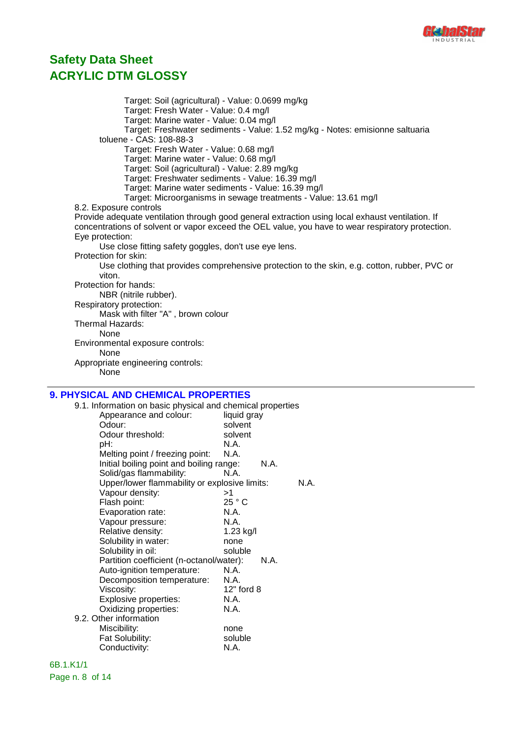Target: Soil (agricultural) - Value: 0.0699 mg/kg
Target: Fresh Water - Value: 0.4 mg/l
Target: Marine water - Value: 0.04 mg/l
Target: Freshwater sediments - Value: 1.52 mg/kg - Notes: emisionne saltuaria

toluene - CAS: 108-88-3

Target: Fresh Water - Value: 0.68 mg/l
Target: Marine water - Value: 0.68 mg/l
Target: Soil (agricultural) - Value: 2.89 mg/kg
Target: Freshwater sediments - Value: 16.39 mg/l
Target: Marine water sediments - Value: 16.39 mg/l
Target: Microorganisms in sewage treatments - Value: 13.61 mg/l

8.2. Exposure controls

Provide adequate ventilation through good general extraction using local exhaust ventilation. If concentrations of solvent or vapor exceed the OEL value, you have to wear respiratory protection.

Eye protection:

Use close fitting safety goggles, don't use eye lens.

Protection for skin:

Use clothing that provides comprehensive protection to the skin, e.g. cotton, rubber, PVC or viton.

Protection for hands:

NBR (nitrile rubber).

Respiratory protection:

Mask with filter "A" , brown colour

Thermal Hazards:

None

Environmental exposure controls:

None

Appropriate engineering controls:

None

## 9. PHYSICAL AND CHEMICAL PROPERTIES

9.1. Information on basic physical and chemical properties

| Property | Value |
|---|---|
| Appearance and colour: | liquid gray |
| Odour: | solvent |
| Odour threshold: | solvent |
| pH: | N.A. |
| Melting point / freezing point: | N.A. |
| Initial boiling point and boiling range: | N.A. |
| Solid/gas flammability: | N.A. |
| Upper/lower flammability or explosive limits: | N.A. |
| Vapour density: | >1 |
| Flash point: | 25 ° C |
| Evaporation rate: | N.A. |
| Vapour pressure: | N.A. |
| Relative density: | 1.23 kg/l |
| Solubility in water: | none |
| Solubility in oil: | soluble |
| Partition coefficient (n-octanol/water): | N.A. |
| Auto-ignition temperature: | N.A. |
| Decomposition temperature: | N.A. |
| Viscosity: | 12" ford 8 |
| Explosive properties: | N.A. |
| Oxidizing properties: | N.A. |

9.2. Other information

| Property | Value |
|---|---|
| Miscibility: | none |
| Fat Solubility: | soluble |
| Conductivity: | N.A. |

6B.1.K1/1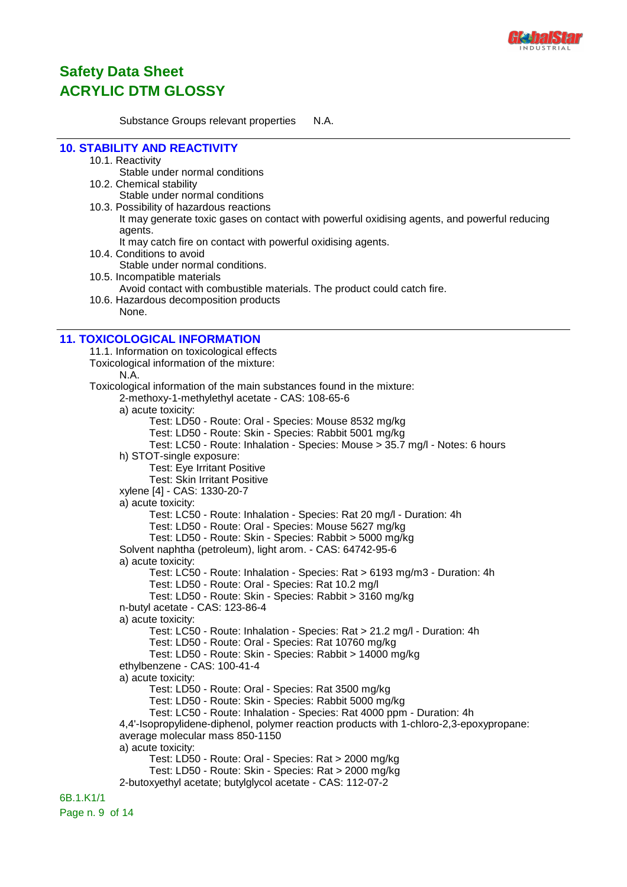Substance Groups relevant properties N.A.

## 10. STABILITY AND REACTIVITY

10.1. Reactivity

Stable under normal conditions

10.2. Chemical stability

Stable under normal conditions

10.3. Possibility of hazardous reactions

It may generate toxic gases on contact with powerful oxidising agents, and powerful reducing agents.

It may catch fire on contact with powerful oxidising agents.

10.4. Conditions to avoid

Stable under normal conditions.

10.5. Incompatible materials

Avoid contact with combustible materials. The product could catch fire.

10.6. Hazardous decomposition products

None.

## 11. TOXICOLOGICAL INFORMATION

11.1. Information on toxicological effects

Toxicological information of the mixture:

N.A.

Toxicological information of the main substances found in the mixture:

2-methoxy-1-methylethyl acetate - CAS: 108-65-6

a) acute toxicity:

- Test: LD50 - Route: Oral - Species: Mouse 8532 mg/kg
- Test: LD50 - Route: Skin - Species: Rabbit 5001 mg/kg
- Test: LC50 - Route: Inhalation - Species: Mouse > 35.7 mg/l - Notes: 6 hours

h) STOT-single exposure:

- Test: Eye Irritant Positive
- Test: Skin Irritant Positive

xylene [4] - CAS: 1330-20-7

a) acute toxicity:

- Test: LC50 - Route: Inhalation - Species: Rat 20 mg/l - Duration: 4h
- Test: LD50 - Route: Oral - Species: Mouse 5627 mg/kg
- Test: LD50 - Route: Skin - Species: Rabbit > 5000 mg/kg

Solvent naphtha (petroleum), light arom. - CAS: 64742-95-6

a) acute toxicity:

- Test: LC50 - Route: Inhalation - Species: Rat > 6193 mg/m3 - Duration: 4h
- Test: LD50 - Route: Oral - Species: Rat 10.2 mg/l
- Test: LD50 - Route: Skin - Species: Rabbit > 3160 mg/kg

n-butyl acetate - CAS: 123-86-4

a) acute toxicity:

- Test: LC50 - Route: Inhalation - Species: Rat > 21.2 mg/l - Duration: 4h
- Test: LD50 - Route: Oral - Species: Rat 10760 mg/kg
- Test: LD50 - Route: Skin - Species: Rabbit > 14000 mg/kg

ethylbenzene - CAS: 100-41-4

a) acute toxicity:

- Test: LD50 - Route: Oral - Species: Rat 3500 mg/kg
- Test: LD50 - Route: Skin - Species: Rabbit 5000 mg/kg
- Test: LC50 - Route: Inhalation - Species: Rat 4000 ppm - Duration: 4h

4,4'-Isopropylidene-diphenol, polymer reaction products with 1-chloro-2,3-epoxypropane: average molecular mass 850-1150

a) acute toxicity:

- Test: LD50 - Route: Oral - Species: Rat > 2000 mg/kg
- Test: LD50 - Route: Skin - Species: Rat > 2000 mg/kg

2-butoxyethyl acetate; butylglycol acetate - CAS: 112-07-2

6B.1.K1/1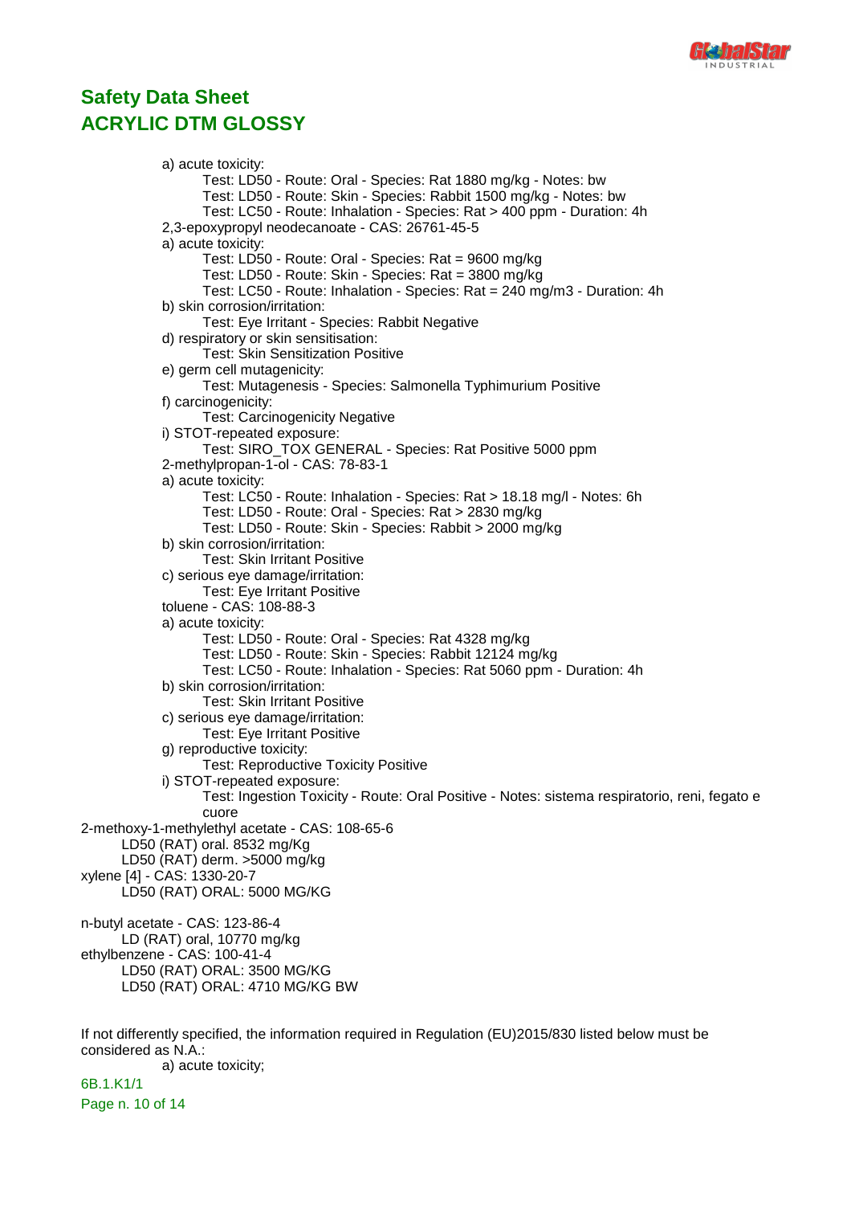a) acute toxicity:

Test: LD50 - Route: Oral - Species: Rat 1880 mg/kg - Notes: bw

Test: LD50 - Route: Skin - Species: Rabbit 1500 mg/kg - Notes: bw

Test: LC50 - Route: Inhalation - Species: Rat > 400 ppm - Duration: 4h

2,3-epoxypropyl neodecanoate - CAS: 26761-45-5

a) acute toxicity:

Test: LD50 - Route: Oral - Species: Rat = 9600 mg/kg

Test: LD50 - Route: Skin - Species: Rat = 3800 mg/kg

Test: LC50 - Route: Inhalation - Species: Rat = 240 mg/m3 - Duration: 4h

b) skin corrosion/irritation:

Test: Eye Irritant - Species: Rabbit Negative

d) respiratory or skin sensitisation:

Test: Skin Sensitization Positive

e) germ cell mutagenicity:

Test: Mutagenesis - Species: Salmonella Typhimurium Positive

f) carcinogenicity:

Test: Carcinogenicity Negative

i) STOT-repeated exposure:

Test: SIRO_TOX GENERAL - Species: Rat Positive 5000 ppm

2-methylpropan-1-ol - CAS: 78-83-1

a) acute toxicity:

Test: LC50 - Route: Inhalation - Species: Rat > 18.18 mg/l - Notes: 6h

Test: LD50 - Route: Oral - Species: Rat > 2830 mg/kg

Test: LD50 - Route: Skin - Species: Rabbit > 2000 mg/kg

b) skin corrosion/irritation:

Test: Skin Irritant Positive

c) serious eye damage/irritation:

Test: Eye Irritant Positive

toluene - CAS: 108-88-3

a) acute toxicity:

Test: LD50 - Route: Oral - Species: Rat 4328 mg/kg

Test: LD50 - Route: Skin - Species: Rabbit 12124 mg/kg

Test: LC50 - Route: Inhalation - Species: Rat 5060 ppm - Duration: 4h

b) skin corrosion/irritation:

Test: Skin Irritant Positive

c) serious eye damage/irritation:

Test: Eye Irritant Positive

g) reproductive toxicity:

Test: Reproductive Toxicity Positive

i) STOT-repeated exposure:

Test: Ingestion Toxicity - Route: Oral Positive - Notes: sistema respiratorio, reni, fegato e cuore

2-methoxy-1-methylethyl acetate - CAS: 108-65-6

LD50 (RAT) oral. 8532 mg/Kg

LD50 (RAT) derm. >5000 mg/kg

xylene [4] - CAS: 1330-20-7

LD50 (RAT) ORAL: 5000 MG/KG

n-butyl acetate - CAS: 123-86-4

LD (RAT) oral, 10770 mg/kg

ethylbenzene - CAS: 100-41-4

LD50 (RAT) ORAL: 3500 MG/KG

LD50 (RAT) ORAL: 4710 MG/KG BW

If not differently specified, the information required in Regulation (EU)2015/830 listed below must be considered as N.A.:

a) acute toxicity;

6B.1.K1/1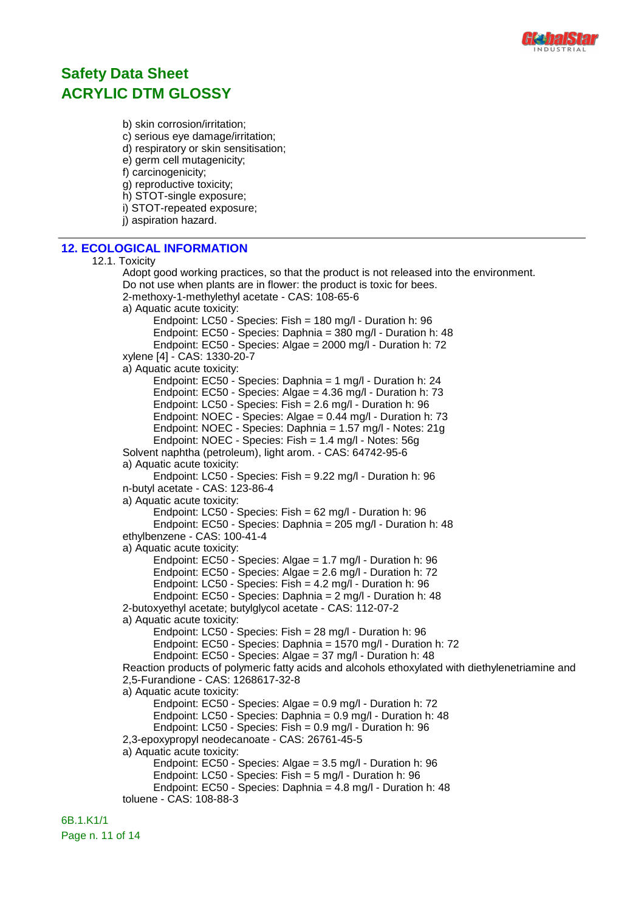b) skin corrosion/irritation;
c) serious eye damage/irritation;
d) respiratory or skin sensitisation;
e) germ cell mutagenicity;
f) carcinogenicity;
g) reproductive toxicity;
h) STOT-single exposure;
i) STOT-repeated exposure;
j) aspiration hazard.

## 12. ECOLOGICAL INFORMATION

12.1. Toxicity

Adopt good working practices, so that the product is not released into the environment.
Do not use when plants are in flower: the product is toxic for bees.

2-methoxy-1-methylethyl acetate - CAS: 108-65-6

a) Aquatic acute toxicity:

Endpoint: LC50 - Species: Fish = 180 mg/l - Duration h: 96
Endpoint: EC50 - Species: Daphnia = 380 mg/l - Duration h: 48
Endpoint: EC50 - Species: Algae = 2000 mg/l - Duration h: 72

xylene [4] - CAS: 1330-20-7

a) Aquatic acute toxicity:

Endpoint: EC50 - Species: Daphnia = 1 mg/l - Duration h: 24
Endpoint: EC50 - Species: Algae = 4.36 mg/l - Duration h: 73
Endpoint: LC50 - Species: Fish = 2.6 mg/l - Duration h: 96
Endpoint: NOEC - Species: Algae = 0.44 mg/l - Duration h: 73
Endpoint: NOEC - Species: Daphnia = 1.57 mg/l - Notes: 21g
Endpoint: NOEC - Species: Fish = 1.4 mg/l - Notes: 56g

Solvent naphtha (petroleum), light arom. - CAS: 64742-95-6

a) Aquatic acute toxicity:

Endpoint: LC50 - Species: Fish = 9.22 mg/l - Duration h: 96

n-butyl acetate - CAS: 123-86-4

a) Aquatic acute toxicity:

Endpoint: LC50 - Species: Fish = 62 mg/l - Duration h: 96
Endpoint: EC50 - Species: Daphnia = 205 mg/l - Duration h: 48

ethylbenzene - CAS: 100-41-4

a) Aquatic acute toxicity:

Endpoint: EC50 - Species: Algae = 1.7 mg/l - Duration h: 96
Endpoint: EC50 - Species: Algae = 2.6 mg/l - Duration h: 72
Endpoint: LC50 - Species: Fish = 4.2 mg/l - Duration h: 96
Endpoint: EC50 - Species: Daphnia = 2 mg/l - Duration h: 48

2-butoxyethyl acetate; butylglycol acetate - CAS: 112-07-2

a) Aquatic acute toxicity:

Endpoint: LC50 - Species: Fish = 28 mg/l - Duration h: 96
Endpoint: EC50 - Species: Daphnia = 1570 mg/l - Duration h: 72
Endpoint: EC50 - Species: Algae = 37 mg/l - Duration h: 48

Reaction products of polymeric fatty acids and alcohols ethoxylated with diethylenetriamine and 2,5-Furandione - CAS: 1268617-32-8

a) Aquatic acute toxicity:

Endpoint: EC50 - Species: Algae = 0.9 mg/l - Duration h: 72
Endpoint: LC50 - Species: Daphnia = 0.9 mg/l - Duration h: 48
Endpoint: LC50 - Species: Fish = 0.9 mg/l - Duration h: 96

2,3-epoxypropyl neodecanoate - CAS: 26761-45-5

a) Aquatic acute toxicity:

Endpoint: EC50 - Species: Algae = 3.5 mg/l - Duration h: 96
Endpoint: LC50 - Species: Fish = 5 mg/l - Duration h: 96
Endpoint: EC50 - Species: Daphnia = 4.8 mg/l - Duration h: 48

toluene - CAS: 108-88-3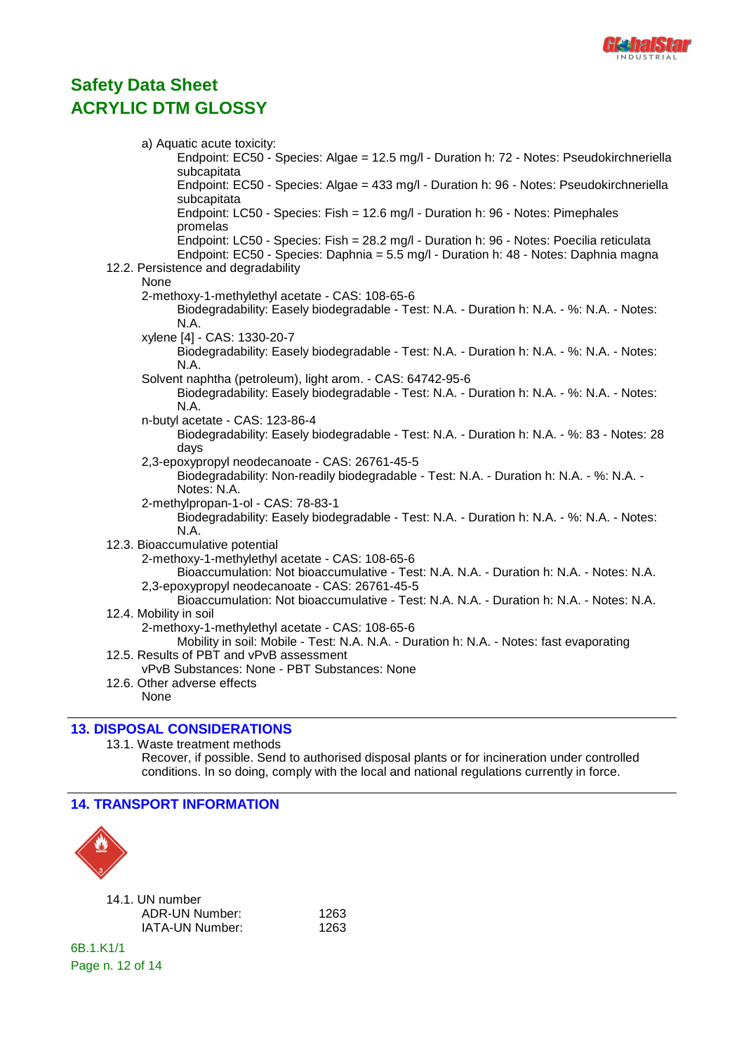a) Aquatic acute toxicity:

Endpoint: EC50 - Species: Algae = 12.5 mg/l - Duration h: 72 - Notes: Pseudokirchneriella subcapitata
Endpoint: EC50 - Species: Algae = 433 mg/l - Duration h: 96 - Notes: Pseudokirchneriella subcapitata
Endpoint: LC50 - Species: Fish = 12.6 mg/l - Duration h: 96 - Notes: Pimephales promelas
Endpoint: LC50 - Species: Fish = 28.2 mg/l - Duration h: 96 - Notes: Poecilia reticulata
Endpoint: EC50 - Species: Daphnia = 5.5 mg/l - Duration h: 48 - Notes: Daphnia magna

12.2. Persistence and degradability

None

2-methoxy-1-methylethyl acetate - CAS: 108-65-6
Biodegradability: Easely biodegradable - Test: N.A. - Duration h: N.A. - %: N.A. - Notes: N.A.

xylene [4] - CAS: 1330-20-7
Biodegradability: Easely biodegradable - Test: N.A. - Duration h: N.A. - %: N.A. - Notes: N.A.

Solvent naphtha (petroleum), light arom. - CAS: 64742-95-6
Biodegradability: Easely biodegradable - Test: N.A. - Duration h: N.A. - %: N.A. - Notes: N.A.

n-butyl acetate - CAS: 123-86-4
Biodegradability: Easely biodegradable - Test: N.A. - Duration h: N.A. - %: 83 - Notes: 28 days

2,3-epoxypropyl neodecanoate - CAS: 26761-45-5
Biodegradability: Non-readily biodegradable - Test: N.A. - Duration h: N.A. - %: N.A. - Notes: N.A.

2-methylpropan-1-ol - CAS: 78-83-1
Biodegradability: Easely biodegradable - Test: N.A. - Duration h: N.A. - %: N.A. - Notes: N.A.

12.3. Bioaccumulative potential

2-methoxy-1-methylethyl acetate - CAS: 108-65-6
Bioaccumulation: Not bioaccumulative - Test: N.A. N.A. - Duration h: N.A. - Notes: N.A.

2,3-epoxypropyl neodecanoate - CAS: 26761-45-5
Bioaccumulation: Not bioaccumulative - Test: N.A. N.A. - Duration h: N.A. - Notes: N.A.

12.4. Mobility in soil

2-methoxy-1-methylethyl acetate - CAS: 108-65-6
Mobility in soil: Mobile - Test: N.A. N.A. - Duration h: N.A. - Notes: fast evaporating

12.5. Results of PBT and vPvB assessment

vPvB Substances: None - PBT Substances: None

12.6. Other adverse effects

None

## 13. DISPOSAL CONSIDERATIONS

13.1. Waste treatment methods

Recover, if possible. Send to authorised disposal plants or for incineration under controlled conditions. In so doing, comply with the local and national regulations currently in force.

## 14. TRANSPORT INFORMATION

14.1. UN number

| | |
|---|---|
| ADR-UN Number: | 1263 |
| IATA-UN Number: | 1263 |

6B.1.K1/1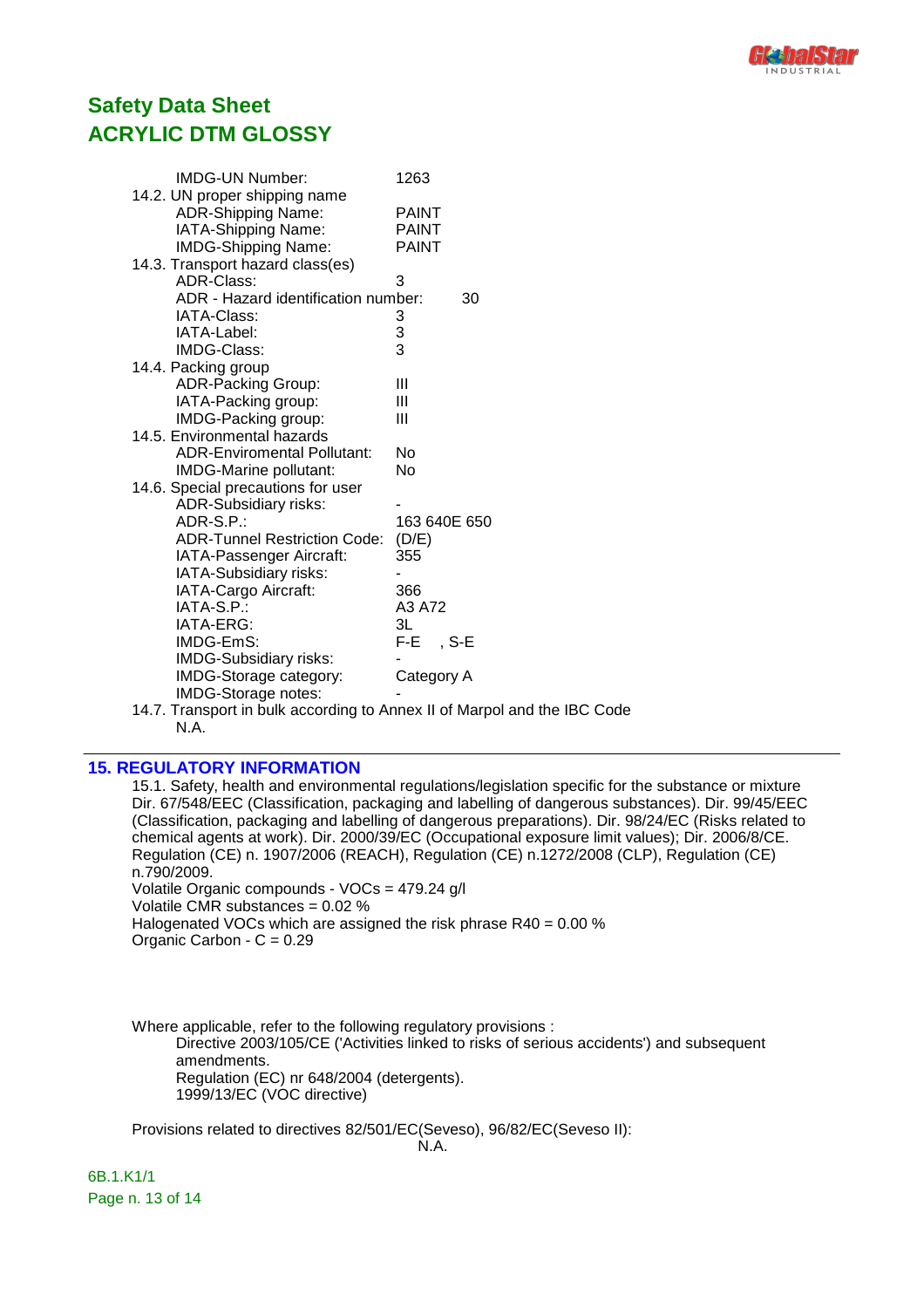IMDG-UN Number: 1263

14.2. UN proper shipping name

ADR-Shipping Name: PAINT
IATA-Shipping Name: PAINT
IMDG-Shipping Name: PAINT

14.3. Transport hazard class(es)

ADR-Class: 3
ADR - Hazard identification number: 30
IATA-Class: 3
IATA-Label: 3
IMDG-Class: 3

14.4. Packing group

ADR-Packing Group: III
IATA-Packing group: III
IMDG-Packing group: III

14.5. Environmental hazards

ADR-Enviromental Pollutant: No
IMDG-Marine pollutant: No

14.6. Special precautions for user

ADR-Subsidiary risks: -
ADR-S.P.: 163 640E 650
ADR-Tunnel Restriction Code: (D/E)
IATA-Passenger Aircraft: 355
IATA-Subsidiary risks: -
IATA-Cargo Aircraft: 366
IATA-S.P.: A3 A72
IATA-ERG: 3L
IMDG-EmS: F-E , S-E
IMDG-Subsidiary risks: -
IMDG-Storage category: Category A
IMDG-Storage notes: -

14.7. Transport in bulk according to Annex II of Marpol and the IBC Code

N.A.

## 15. REGULATORY INFORMATION

15.1. Safety, health and environmental regulations/legislation specific for the substance or mixture
Dir. 67/548/EEC (Classification, packaging and labelling of dangerous substances). Dir. 99/45/EEC (Classification, packaging and labelling of dangerous preparations). Dir. 98/24/EC (Risks related to chemical agents at work). Dir. 2000/39/EC (Occupational exposure limit values); Dir. 2006/8/CE. Regulation (CE) n. 1907/2006 (REACH), Regulation (CE) n.1272/2008 (CLP), Regulation (CE) n.790/2009.

Volatile Organic compounds - VOCs = 479.24 g/l
Volatile CMR substances = 0.02 %
Halogenated VOCs which are assigned the risk phrase R40 = 0.00 %
Organic Carbon - C = 0.29

Where applicable, refer to the following regulatory provisions :

Directive 2003/105/CE ('Activities linked to risks of serious accidents') and subsequent amendments.
Regulation (EC) nr 648/2004 (detergents).
1999/13/EC (VOC directive)

Provisions related to directives 82/501/EC(Seveso), 96/82/EC(Seveso II):

N.A.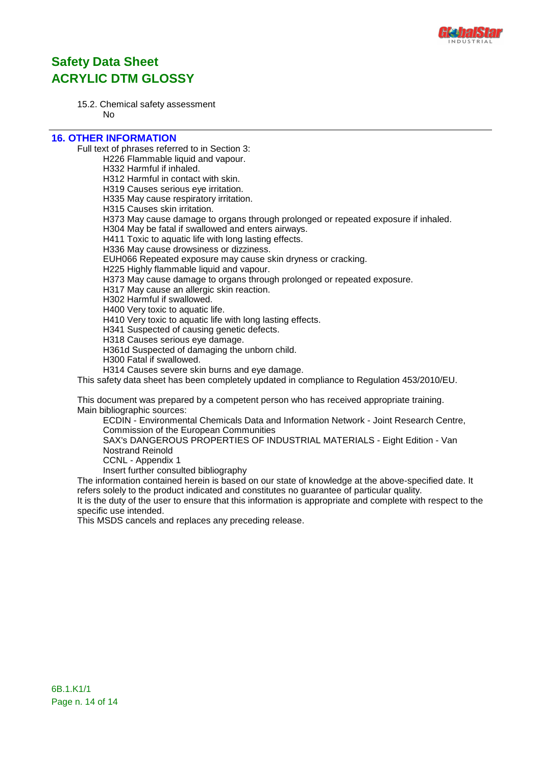15.2. Chemical safety assessment

No

## 16. OTHER INFORMATION

Full text of phrases referred to in Section 3:

H226 Flammable liquid and vapour.
H332 Harmful if inhaled.
H312 Harmful in contact with skin.
H319 Causes serious eye irritation.
H335 May cause respiratory irritation.
H315 Causes skin irritation.
H373 May cause damage to organs through prolonged or repeated exposure if inhaled.
H304 May be fatal if swallowed and enters airways.
H411 Toxic to aquatic life with long lasting effects.
H336 May cause drowsiness or dizziness.
EUH066 Repeated exposure may cause skin dryness or cracking.
H225 Highly flammable liquid and vapour.
H373 May cause damage to organs through prolonged or repeated exposure.
H317 May cause an allergic skin reaction.
H302 Harmful if swallowed.
H400 Very toxic to aquatic life.
H410 Very toxic to aquatic life with long lasting effects.
H341 Suspected of causing genetic defects.
H318 Causes serious eye damage.
H361d Suspected of damaging the unborn child.
H300 Fatal if swallowed.
H314 Causes severe skin burns and eye damage.

This safety data sheet has been completely updated in compliance to Regulation 453/2010/EU.

This document was prepared by a competent person who has received appropriate training.

Main bibliographic sources:

ECDIN - Environmental Chemicals Data and Information Network - Joint Research Centre, Commission of the European Communities
SAX's DANGEROUS PROPERTIES OF INDUSTRIAL MATERIALS - Eight Edition - Van Nostrand Reinold
CCNL - Appendix 1
Insert further consulted bibliography

The information contained herein is based on our state of knowledge at the above-specified date. It refers solely to the product indicated and constitutes no guarantee of particular quality.

It is the duty of the user to ensure that this information is appropriate and complete with respect to the specific use intended.

This MSDS cancels and replaces any preceding release.